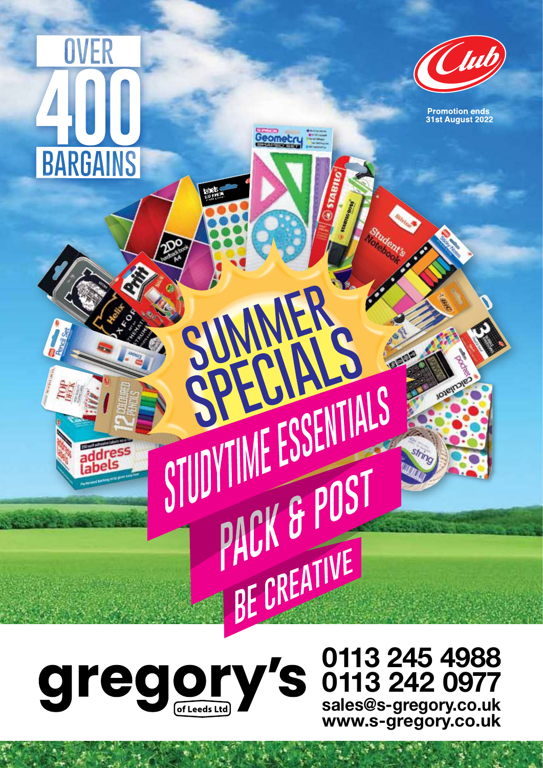# OVER 400 BARGAINS

Promotion ends 31st August 2022

# SUMMER SPECIALS

## STUDYTIME ESSENTIALS

## PACK & POST

## BE CREATIVE

**gregory's** of Leeds Ltd

**0113 245 4988**
**0113 242 0977**
**sales@s-gregory.co.uk**
**www.s-gregory.co.uk**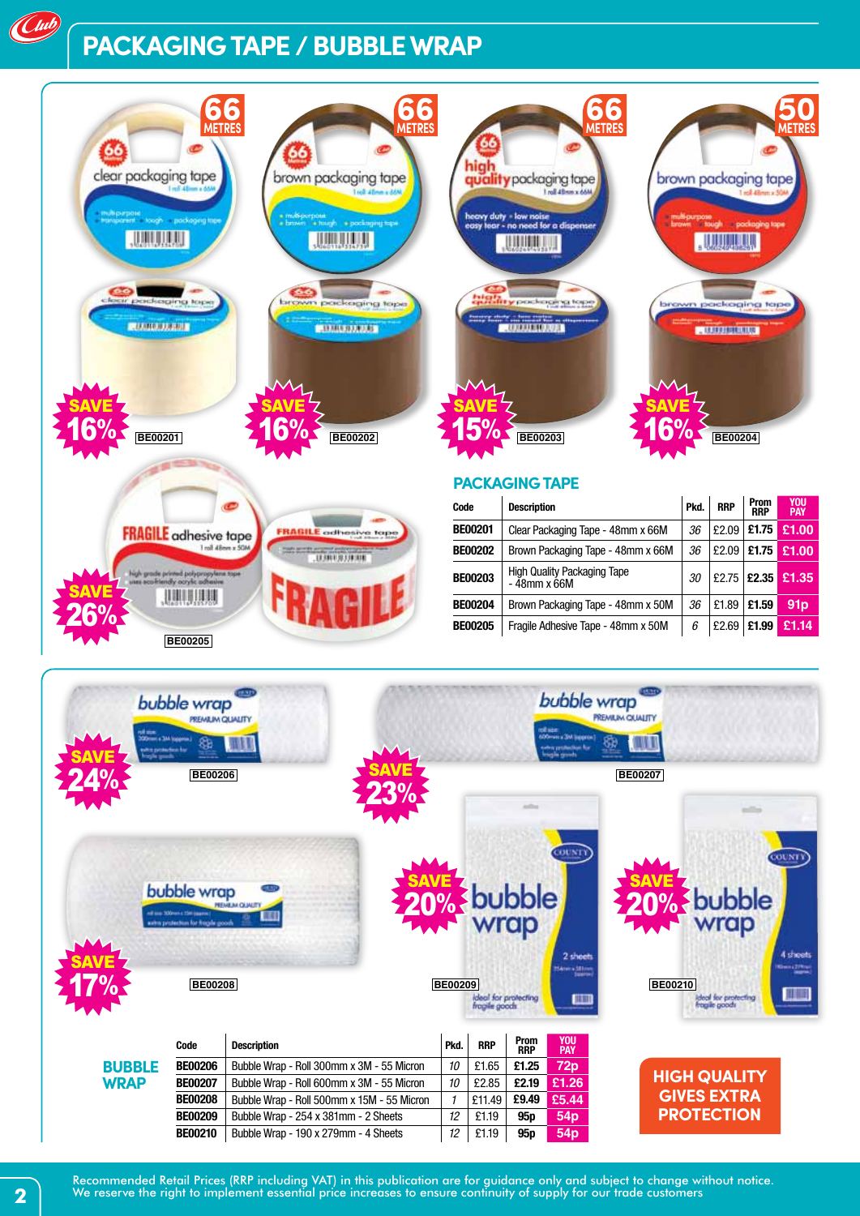# PACKAGING TAPE / BUBBLE WRAP

SAVE 16% BE00201

SAVE 16% BE00202

SAVE 15% BE00203

SAVE 16% BE00204

SAVE 26% BE00205

## PACKAGING TAPE

| Code | Description | Pkd. | RRP | Prom RRP | YOU PAY |
|---|---|---|---|---|---|
| BE00201 | Clear Packaging Tape - 48mm x 66M | 36 | £2.09 | £1.75 | £1.00 |
| BE00202 | Brown Packaging Tape - 48mm x 66M | 36 | £2.09 | £1.75 | £1.00 |
| BE00203 | High Quality Packaging Tape - 48mm x 66M | 30 | £2.75 | £2.35 | £1.35 |
| BE00204 | Brown Packaging Tape - 48mm x 50M | 36 | £1.89 | £1.59 | 91p |
| BE00205 | Fragile Adhesive Tape - 48mm x 50M | 6 | £2.69 | £1.99 | £1.14 |

SAVE 24% BE00206

SAVE 23% BE00207

SAVE 17% BE00208

SAVE 20% BE00209

SAVE 20% BE00210

## BUBBLE WRAP

| Code | Description | Pkd. | RRP | Prom RRP | YOU PAY |
|---|---|---|---|---|---|
| BE00206 | Bubble Wrap - Roll 300mm x 3M - 55 Micron | 10 | £1.65 | £1.25 | 72p |
| BE00207 | Bubble Wrap - Roll 600mm x 3M - 55 Micron | 10 | £2.85 | £2.19 | £1.26 |
| BE00208 | Bubble Wrap - Roll 500mm x 15M - 55 Micron | 1 | £11.49 | £9.49 | £5.44 |
| BE00209 | Bubble Wrap - 254 x 381mm - 2 Sheets | 12 | £1.19 | 95p | 54p |
| BE00210 | Bubble Wrap - 190 x 279mm - 4 Sheets | 12 | £1.19 | 95p | 54p |

**HIGH QUALITY GIVES EXTRA PROTECTION**

Recommended Retail Prices (RRP including VAT) in this publication are for guidance only and subject to change without notice. We reserve the right to implement essential price increases to ensure continuity of supply for our trade customers